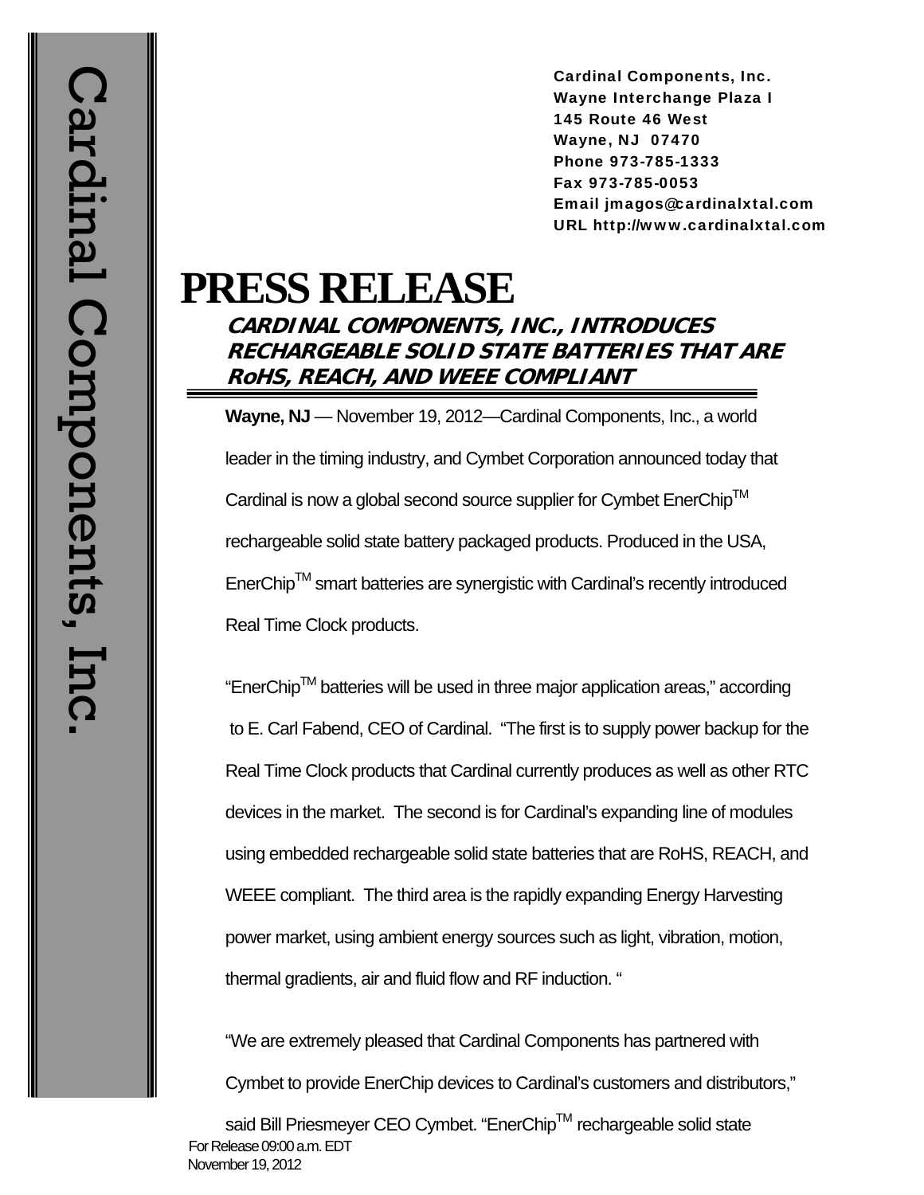Cardinal Components, Inc.

**Cardinal Components, Inc.**
**Wayne Interchange Plaza I**
**145 Route 46 West**
**Wayne, NJ 07470**
**Phone 973-785-1333**
**Fax 973-785-0053**
**Email jmagos@cardinalxtal.com**
**URL http://www.cardinalxtal.com**

# PRESS RELEASE

## *CARDINAL COMPONENTS, INC., INTRODUCES RECHARGEABLE SOLID STATE BATTERIES THAT ARE RoHS, REACH, AND WEEE COMPLIANT*

**Wayne, NJ** — November 19, 2012—Cardinal Components, Inc., a world leader in the timing industry, and Cymbet Corporation announced today that Cardinal is now a global second source supplier for Cymbet EnerChip™ rechargeable solid state battery packaged products. Produced in the USA, EnerChip™ smart batteries are synergistic with Cardinal's recently introduced Real Time Clock products.

"EnerChip™ batteries will be used in three major application areas," according to E. Carl Fabend, CEO of Cardinal. "The first is to supply power backup for the Real Time Clock products that Cardinal currently produces as well as other RTC devices in the market. The second is for Cardinal's expanding line of modules using embedded rechargeable solid state batteries that are RoHS, REACH, and WEEE compliant. The third area is the rapidly expanding Energy Harvesting power market, using ambient energy sources such as light, vibration, motion, thermal gradients, air and fluid flow and RF induction. "

"We are extremely pleased that Cardinal Components has partnered with Cymbet to provide EnerChip devices to Cardinal's customers and distributors," said Bill Priesmeyer CEO Cymbet. "EnerChip™ rechargeable solid state

For Release 09:00 a.m. EDT
November 19, 2012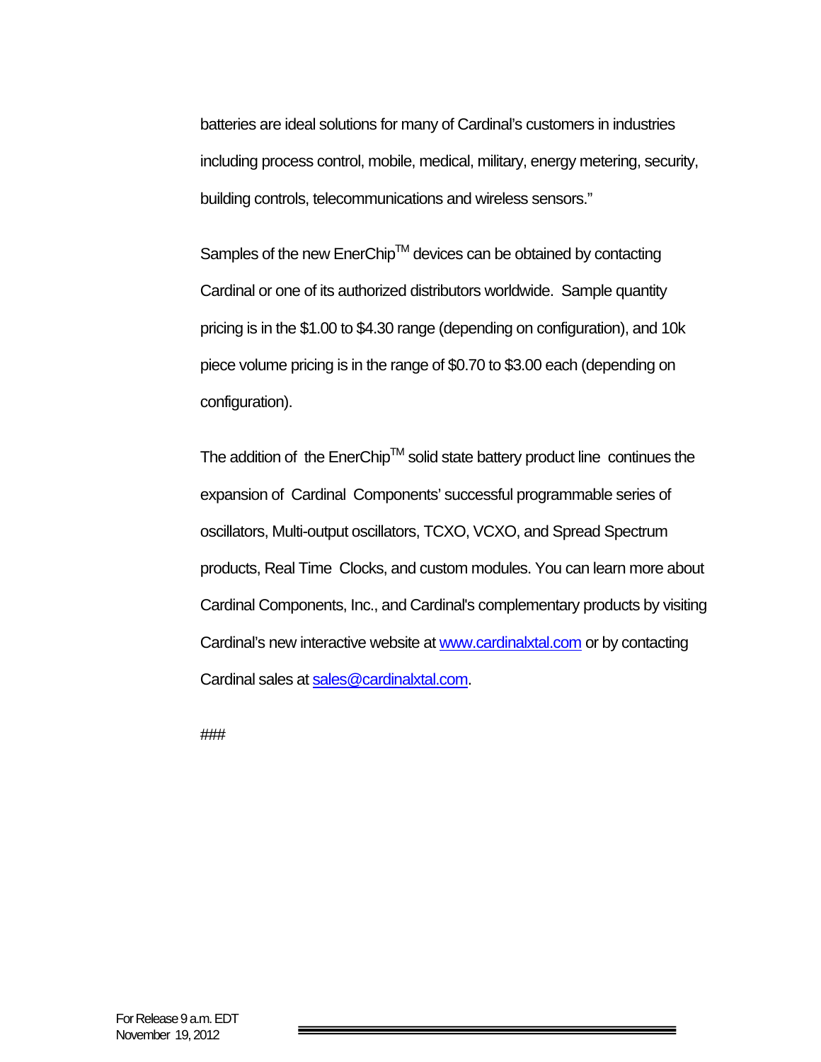batteries are ideal solutions for many of Cardinal's customers in industries including process control, mobile, medical, military, energy metering, security, building controls, telecommunications and wireless sensors."

Samples of the new EnerChip™ devices can be obtained by contacting Cardinal or one of its authorized distributors worldwide. Sample quantity pricing is in the $1.00 to $4.30 range (depending on configuration), and 10k piece volume pricing is in the range of $0.70 to $3.00 each (depending on configuration).

The addition of the EnerChip™ solid state battery product line continues the expansion of Cardinal Components' successful programmable series of oscillators, Multi-output oscillators, TCXO, VCXO, and Spread Spectrum products, Real Time Clocks, and custom modules. You can learn more about Cardinal Components, Inc., and Cardinal's complementary products by visiting Cardinal's new interactive website at www.cardinalxtal.com or by contacting Cardinal sales at sales@cardinalxtal.com.

###

For Release 9 a.m. EDT
November 19, 2012